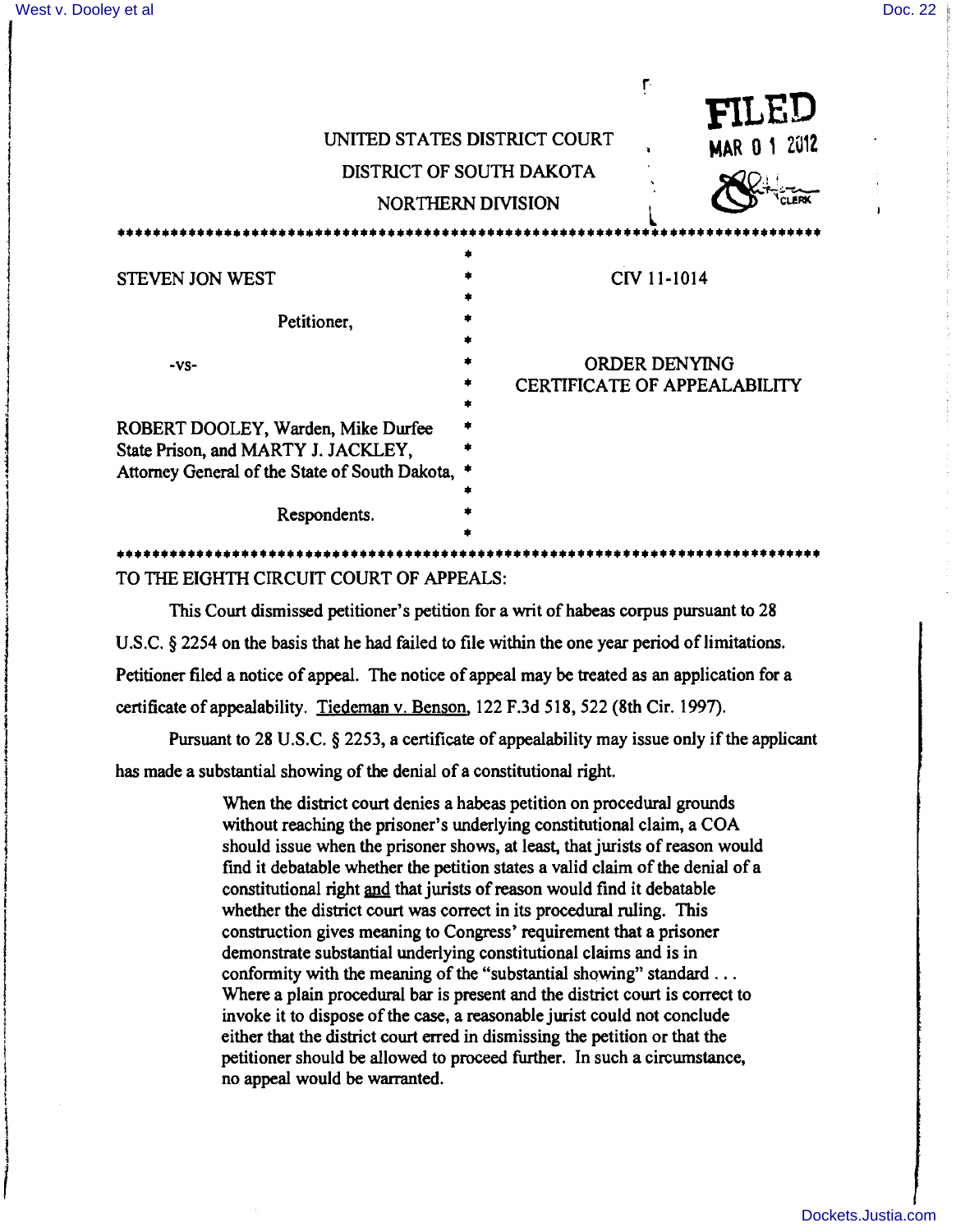FILED
MAR 01 2012

UNITED STATES DISTRICT COURT
DISTRICT OF SOUTH DAKOTA
NORTHERN DIVISION

******************************************************************************

| | |
|---|---|
| STEVEN JON WEST<br><br>Petitioner,<br><br>-vs-<br><br>ROBERT DOOLEY, Warden, Mike Durfee State Prison, and MARTY J. JACKLEY, Attorney General of the State of South Dakota,<br><br>Respondents. | CIV 11-1014<br><br>ORDER DENYING CERTIFICATE OF APPEALABILITY |

******************************************************************************

TO THE EIGHTH CIRCUIT COURT OF APPEALS:

This Court dismissed petitioner's petition for a writ of habeas corpus pursuant to 28 U.S.C. § 2254 on the basis that he had failed to file within the one year period of limitations. Petitioner filed a notice of appeal. The notice of appeal may be treated as an application for a certificate of appealability. Tiedeman v. Benson, 122 F.3d 518, 522 (8th Cir. 1997).

Pursuant to 28 U.S.C. § 2253, a certificate of appealability may issue only if the applicant has made a substantial showing of the denial of a constitutional right.

> When the district court denies a habeas petition on procedural grounds without reaching the prisoner's underlying constitutional claim, a COA should issue when the prisoner shows, at least, that jurists of reason would find it debatable whether the petition states a valid claim of the denial of a constitutional right and that jurists of reason would find it debatable whether the district court was correct in its procedural ruling. This construction gives meaning to Congress' requirement that a prisoner demonstrate substantial underlying constitutional claims and is in conformity with the meaning of the "substantial showing" standard . . . Where a plain procedural bar is present and the district court is correct to invoke it to dispose of the case, a reasonable jurist could not conclude either that the district court erred in dismissing the petition or that the petitioner should be allowed to proceed further. In such a circumstance, no appeal would be warranted.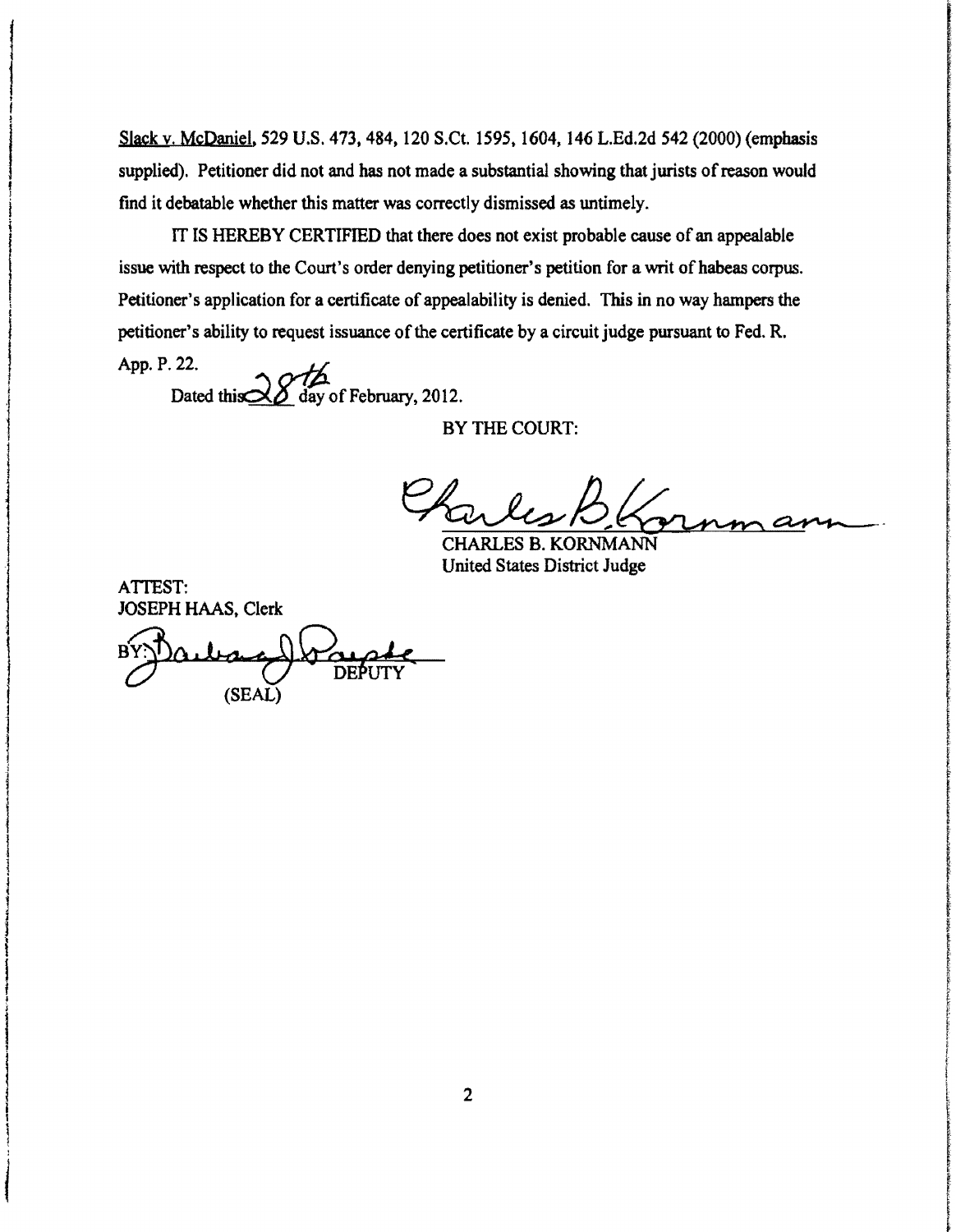Slack v. McDaniel, 529 U.S. 473, 484, 120 S.Ct. 1595, 1604, 146 L.Ed.2d 542 (2000) (emphasis supplied). Petitioner did not and has not made a substantial showing that jurists of reason would find it debatable whether this matter was correctly dismissed as untimely.

IT IS HEREBY CERTIFIED that there does not exist probable cause of an appealable issue with respect to the Court's order denying petitioner's petition for a writ of habeas corpus. Petitioner's application for a certificate of appealability is denied. This in no way hampers the petitioner's ability to request issuance of the certificate by a circuit judge pursuant to Fed. R. App. P. 22.

Dated this 28th day of February, 2012.

BY THE COURT:

CHARLES B. KORNMANN
United States District Judge

ATTEST:
JOSEPH HAAS, Clerk

BY: DEPUTY
(SEAL)